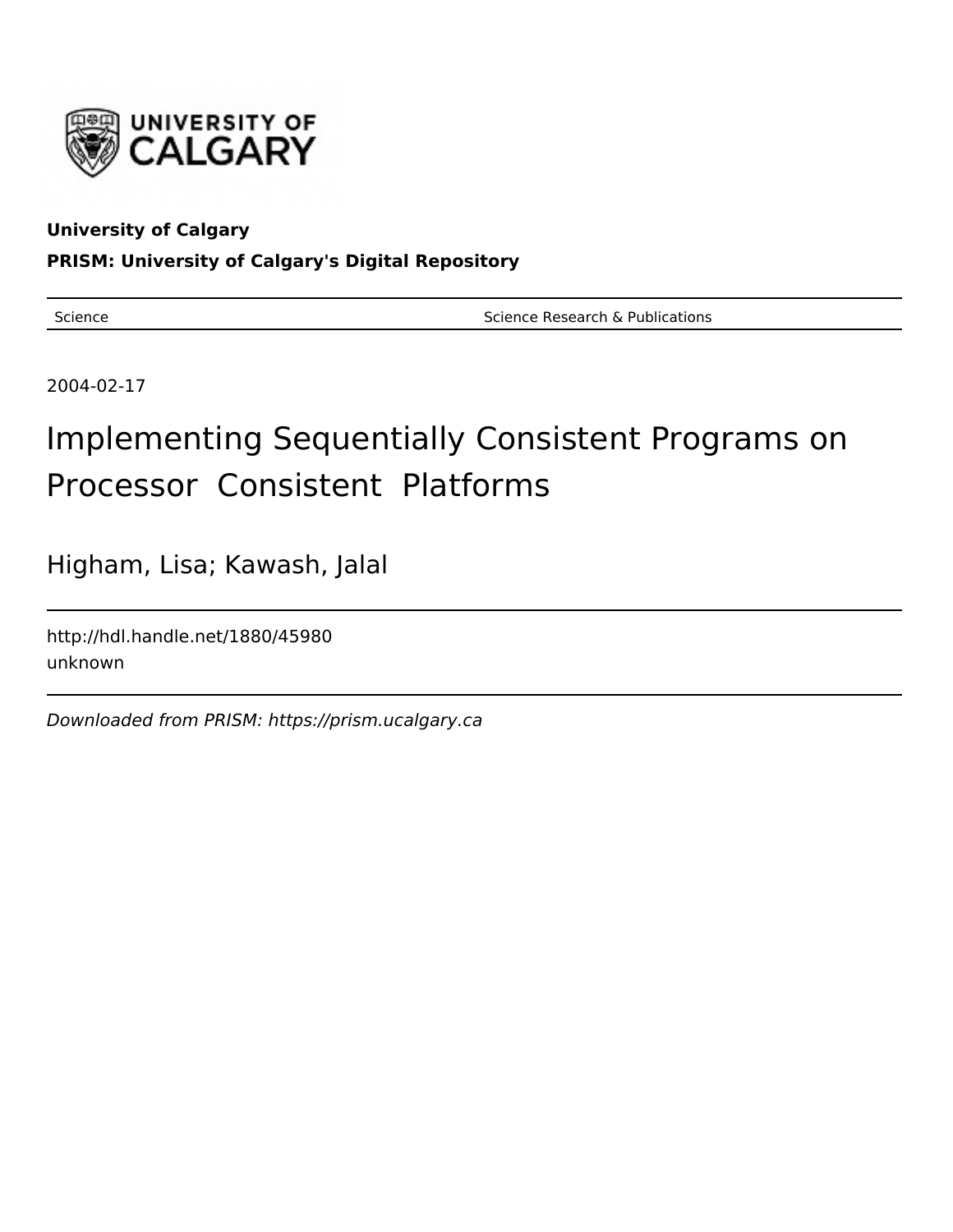**University of Calgary**

**PRISM: University of Calgary's Digital Repository**

| Science | Science Research & Publications |
|---|---|

2004-02-17

# Implementing Sequentially Consistent Programs on Processor Consistent Platforms

Higham, Lisa; Kawash, Jalal

http://hdl.handle.net/1880/45980

unknown

*Downloaded from PRISM: https://prism.ucalgary.ca*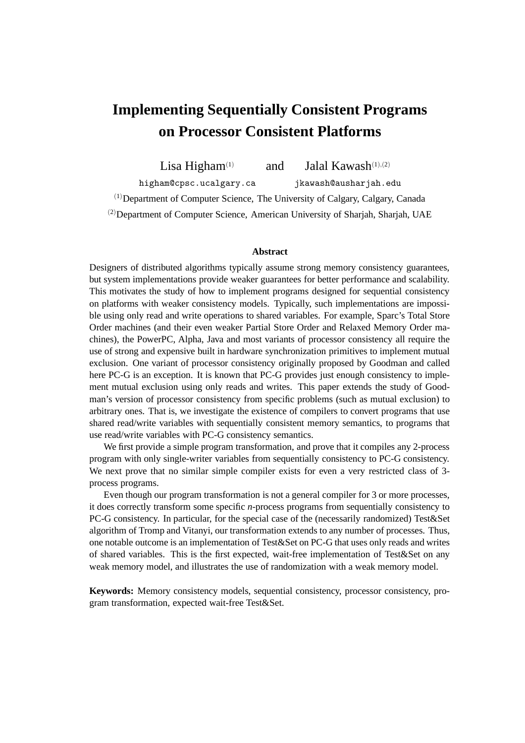# Implementing Sequentially Consistent Programs on Processor Consistent Platforms

Lisa Higham[(1)] and Jalal Kawash[(1),(2)]

higham@cpsc.ucalgary.ca    jkawash@ausharjah.edu

[(1)]Department of Computer Science, The University of Calgary, Calgary, Canada

[(2)]Department of Computer Science, American University of Sharjah, Sharjah, UAE

### Abstract

Designers of distributed algorithms typically assume strong memory consistency guarantees, but system implementations provide weaker guarantees for better performance and scalability. This motivates the study of how to implement programs designed for sequential consistency on platforms with weaker consistency models. Typically, such implementations are impossible using only read and write operations to shared variables. For example, Sparc's Total Store Order machines (and their even weaker Partial Store Order and Relaxed Memory Order machines), the PowerPC, Alpha, Java and most variants of processor consistency all require the use of strong and expensive built in hardware synchronization primitives to implement mutual exclusion. One variant of processor consistency originally proposed by Goodman and called here PC-G is an exception. It is known that PC-G provides just enough consistency to implement mutual exclusion using only reads and writes. This paper extends the study of Goodman's version of processor consistency from specific problems (such as mutual exclusion) to arbitrary ones. That is, we investigate the existence of compilers to convert programs that use shared read/write variables with sequentially consistent memory semantics, to programs that use read/write variables with PC-G consistency semantics.

We first provide a simple program transformation, and prove that it compiles any 2-process program with only single-writer variables from sequentially consistency to PC-G consistency. We next prove that no similar simple compiler exists for even a very restricted class of 3-process programs.

Even though our program transformation is not a general compiler for 3 or more processes, it does correctly transform some specific *n*-process programs from sequentially consistency to PC-G consistency. In particular, for the special case of the (necessarily randomized) Test&Set algorithm of Tromp and Vitanyi, our transformation extends to any number of processes. Thus, one notable outcome is an implementation of Test&Set on PC-G that uses only reads and writes of shared variables. This is the first expected, wait-free implementation of Test&Set on any weak memory model, and illustrates the use of randomization with a weak memory model.

**Keywords:** Memory consistency models, sequential consistency, processor consistency, program transformation, expected wait-free Test&Set.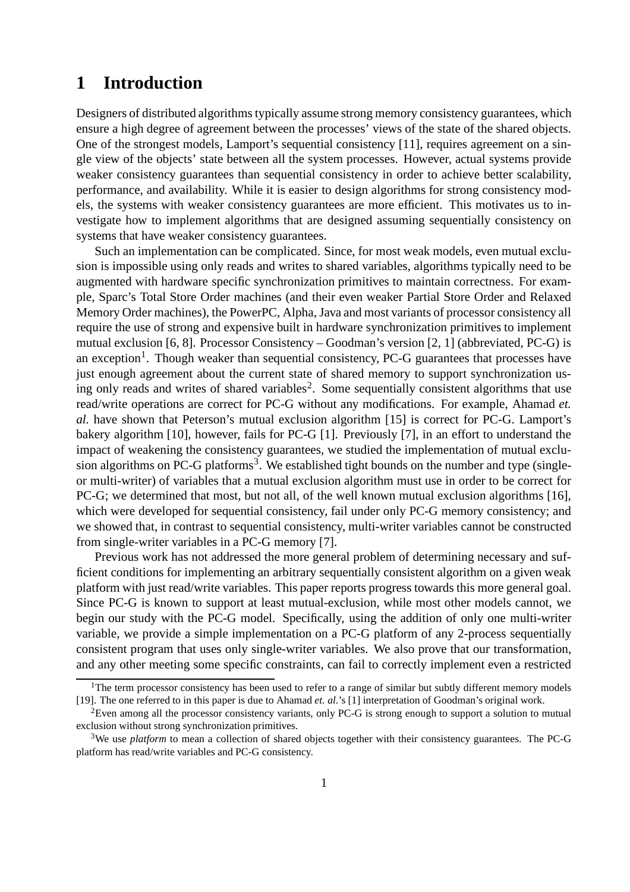# 1 Introduction

Designers of distributed algorithms typically assume strong memory consistency guarantees, which ensure a high degree of agreement between the processes' views of the state of the shared objects. One of the strongest models, Lamport's sequential consistency [11], requires agreement on a single view of the objects' state between all the system processes. However, actual systems provide weaker consistency guarantees than sequential consistency in order to achieve better scalability, performance, and availability. While it is easier to design algorithms for strong consistency models, the systems with weaker consistency guarantees are more efficient. This motivates us to investigate how to implement algorithms that are designed assuming sequentially consistency on systems that have weaker consistency guarantees.

Such an implementation can be complicated. Since, for most weak models, even mutual exclusion is impossible using only reads and writes to shared variables, algorithms typically need to be augmented with hardware specific synchronization primitives to maintain correctness. For example, Sparc's Total Store Order machines (and their even weaker Partial Store Order and Relaxed Memory Order machines), the PowerPC, Alpha, Java and most variants of processor consistency all require the use of strong and expensive built in hardware synchronization primitives to implement mutual exclusion [6, 8]. Processor Consistency – Goodman's version [2, 1] (abbreviated, PC-G) is an exception[1]. Though weaker than sequential consistency, PC-G guarantees that processes have just enough agreement about the current state of shared memory to support synchronization using only reads and writes of shared variables[2]. Some sequentially consistent algorithms that use read/write operations are correct for PC-G without any modifications. For example, Ahamad *et. al.* have shown that Peterson's mutual exclusion algorithm [15] is correct for PC-G. Lamport's bakery algorithm [10], however, fails for PC-G [1]. Previously [7], in an effort to understand the impact of weakening the consistency guarantees, we studied the implementation of mutual exclusion algorithms on PC-G platforms[3]. We established tight bounds on the number and type (single- or multi-writer) of variables that a mutual exclusion algorithm must use in order to be correct for PC-G; we determined that most, but not all, of the well known mutual exclusion algorithms [16], which were developed for sequential consistency, fail under only PC-G memory consistency; and we showed that, in contrast to sequential consistency, multi-writer variables cannot be constructed from single-writer variables in a PC-G memory [7].

Previous work has not addressed the more general problem of determining necessary and sufficient conditions for implementing an arbitrary sequentially consistent algorithm on a given weak platform with just read/write variables. This paper reports progress towards this more general goal. Since PC-G is known to support at least mutual-exclusion, while most other models cannot, we begin our study with the PC-G model. Specifically, using the addition of only one multi-writer variable, we provide a simple implementation on a PC-G platform of any 2-process sequentially consistent program that uses only single-writer variables. We also prove that our transformation, and any other meeting some specific constraints, can fail to correctly implement even a restricted

[1] The term processor consistency has been used to refer to a range of similar but subtly different memory models [19]. The one referred to in this paper is due to Ahamad *et. al.*'s [1] interpretation of Goodman's original work.

[2] Even among all the processor consistency variants, only PC-G is strong enough to support a solution to mutual exclusion without strong synchronization primitives.

[3] We use *platform* to mean a collection of shared objects together with their consistency guarantees. The PC-G platform has read/write variables and PC-G consistency.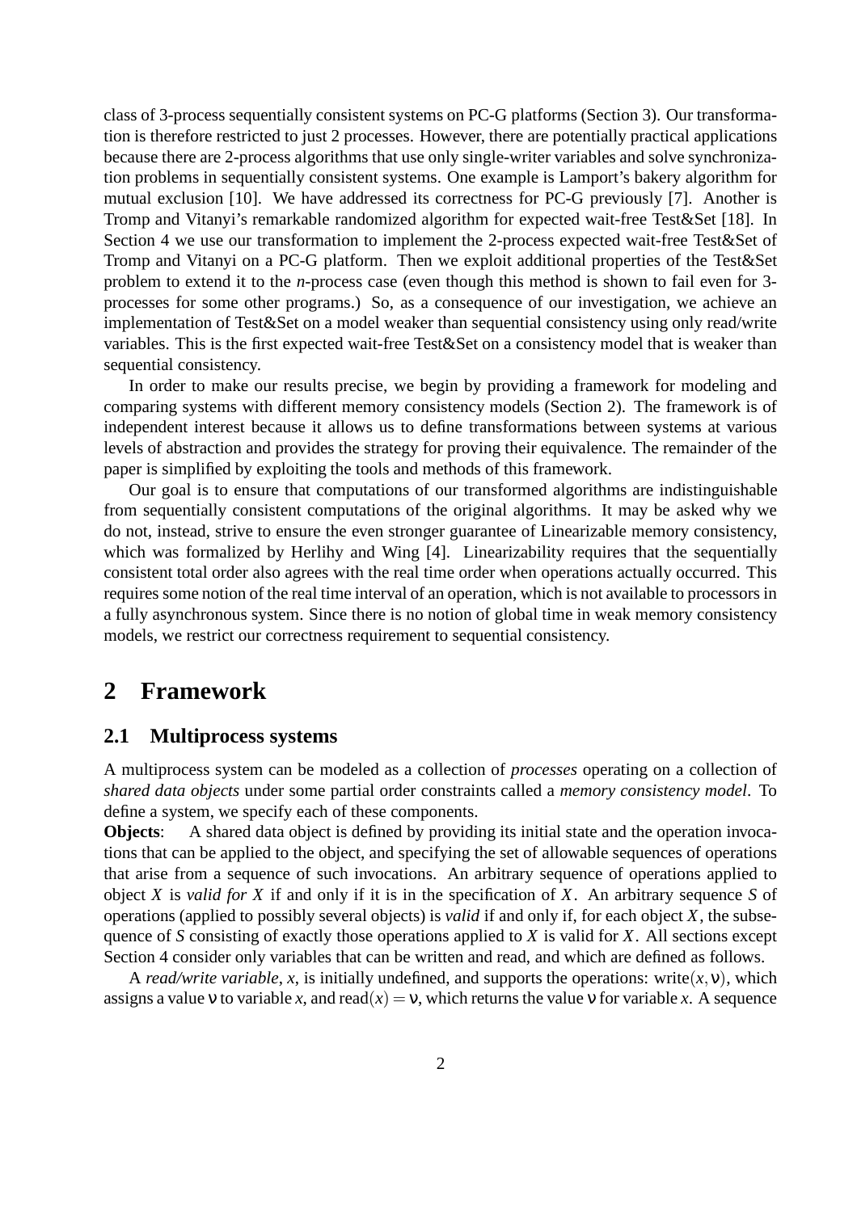class of 3-process sequentially consistent systems on PC-G platforms (Section 3). Our transformation is therefore restricted to just 2 processes. However, there are potentially practical applications because there are 2-process algorithms that use only single-writer variables and solve synchronization problems in sequentially consistent systems. One example is Lamport's bakery algorithm for mutual exclusion [10]. We have addressed its correctness for PC-G previously [7]. Another is Tromp and Vitanyi's remarkable randomized algorithm for expected wait-free Test&Set [18]. In Section 4 we use our transformation to implement the 2-process expected wait-free Test&Set of Tromp and Vitanyi on a PC-G platform. Then we exploit additional properties of the Test&Set problem to extend it to the *n*-process case (even though this method is shown to fail even for 3-processes for some other programs.) So, as a consequence of our investigation, we achieve an implementation of Test&Set on a model weaker than sequential consistency using only read/write variables. This is the first expected wait-free Test&Set on a consistency model that is weaker than sequential consistency.

In order to make our results precise, we begin by providing a framework for modeling and comparing systems with different memory consistency models (Section 2). The framework is of independent interest because it allows us to define transformations between systems at various levels of abstraction and provides the strategy for proving their equivalence. The remainder of the paper is simplified by exploiting the tools and methods of this framework.

Our goal is to ensure that computations of our transformed algorithms are indistinguishable from sequentially consistent computations of the original algorithms. It may be asked why we do not, instead, strive to ensure the even stronger guarantee of Linearizable memory consistency, which was formalized by Herlihy and Wing [4]. Linearizability requires that the sequentially consistent total order also agrees with the real time order when operations actually occurred. This requires some notion of the real time interval of an operation, which is not available to processors in a fully asynchronous system. Since there is no notion of global time in weak memory consistency models, we restrict our correctness requirement to sequential consistency.

# 2 Framework

## 2.1 Multiprocess systems

A multiprocess system can be modeled as a collection of *processes* operating on a collection of *shared data objects* under some partial order constraints called a *memory consistency model*. To define a system, we specify each of these components.

**Objects**: A shared data object is defined by providing its initial state and the operation invocations that can be applied to the object, and specifying the set of allowable sequences of operations that arise from a sequence of such invocations. An arbitrary sequence of operations applied to object $X$ is *valid for* $X$ if and only if it is in the specification of $X$. An arbitrary sequence $S$ of operations (applied to possibly several objects) is *valid* if and only if, for each object $X$, the subsequence of $S$ consisting of exactly those operations applied to $X$ is valid for $X$. All sections except Section 4 consider only variables that can be written and read, and which are defined as follows.

A *read/write variable*, $x$, is initially undefined, and supports the operations: write$(x, \nu)$, which assigns a value $\nu$ to variable $x$, and read$(x) = \nu$, which returns the value $\nu$ for variable $x$. A sequence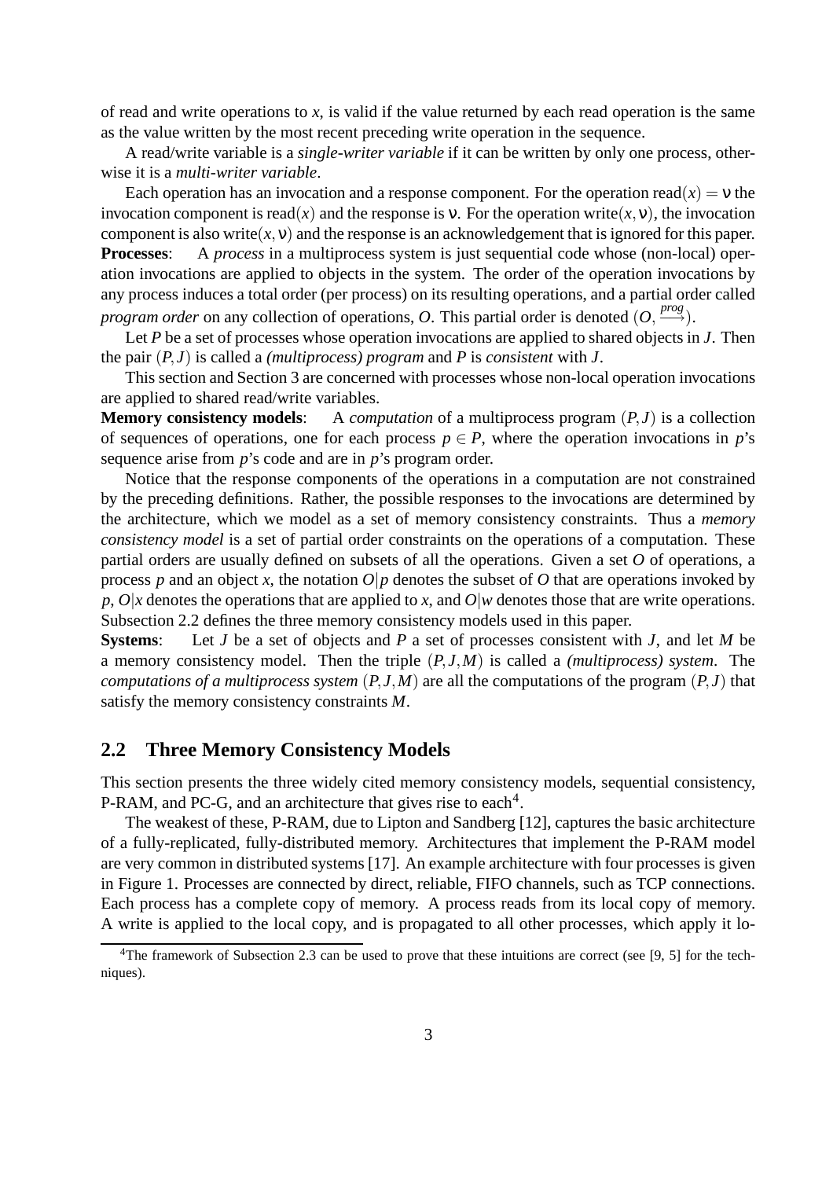of read and write operations to $x$, is valid if the value returned by each read operation is the same as the value written by the most recent preceding write operation in the sequence.

A read/write variable is a *single-writer variable* if it can be written by only one process, otherwise it is a *multi-writer variable*.

Each operation has an invocation and a response component. For the operation $\text{read}(x) = \nu$ the invocation component is $\text{read}(x)$ and the response is $\nu$. For the operation $\text{write}(x, \nu)$, the invocation component is also $\text{write}(x, \nu)$ and the response is an acknowledgement that is ignored for this paper.

**Processes**: A *process* in a multiprocess system is just sequential code whose (non-local) operation invocations are applied to objects in the system. The order of the operation invocations by any process induces a total order (per process) on its resulting operations, and a partial order called *program order* on any collection of operations, $O$. This partial order is denoted $(O, \xrightarrow{prog})$.

Let $P$ be a set of processes whose operation invocations are applied to shared objects in $J$. Then the pair $(P, J)$ is called a *(multiprocess) program* and $P$ is *consistent* with $J$.

This section and Section 3 are concerned with processes whose non-local operation invocations are applied to shared read/write variables.

**Memory consistency models**: A *computation* of a multiprocess program $(P, J)$ is a collection of sequences of operations, one for each process $p \in P$, where the operation invocations in $p$'s sequence arise from $p$'s code and are in $p$'s program order.

Notice that the response components of the operations in a computation are not constrained by the preceding definitions. Rather, the possible responses to the invocations are determined by the architecture, which we model as a set of memory consistency constraints. Thus a *memory consistency model* is a set of partial order constraints on the operations of a computation. These partial orders are usually defined on subsets of all the operations. Given a set $O$ of operations, a process $p$ and an object $x$, the notation $O|p$ denotes the subset of $O$ that are operations invoked by $p$, $O|x$ denotes the operations that are applied to $x$, and $O|w$ denotes those that are write operations. Subsection 2.2 defines the three memory consistency models used in this paper.

**Systems**: Let $J$ be a set of objects and $P$ a set of processes consistent with $J$, and let $M$ be a memory consistency model. Then the triple $(P, J, M)$ is called a *(multiprocess) system*. The *computations of a multiprocess system* $(P, J, M)$ are all the computations of the program $(P, J)$ that satisfy the memory consistency constraints $M$.

## 2.2 Three Memory Consistency Models

This section presents the three widely cited memory consistency models, sequential consistency, P-RAM, and PC-G, and an architecture that gives rise to each[4].

The weakest of these, P-RAM, due to Lipton and Sandberg [12], captures the basic architecture of a fully-replicated, fully-distributed memory. Architectures that implement the P-RAM model are very common in distributed systems [17]. An example architecture with four processes is given in Figure 1. Processes are connected by direct, reliable, FIFO channels, such as TCP connections. Each process has a complete copy of memory. A process reads from its local copy of memory. A write is applied to the local copy, and is propagated to all other processes, which apply it lo-

[4]The framework of Subsection 2.3 can be used to prove that these intuitions are correct (see [9, 5] for the techniques).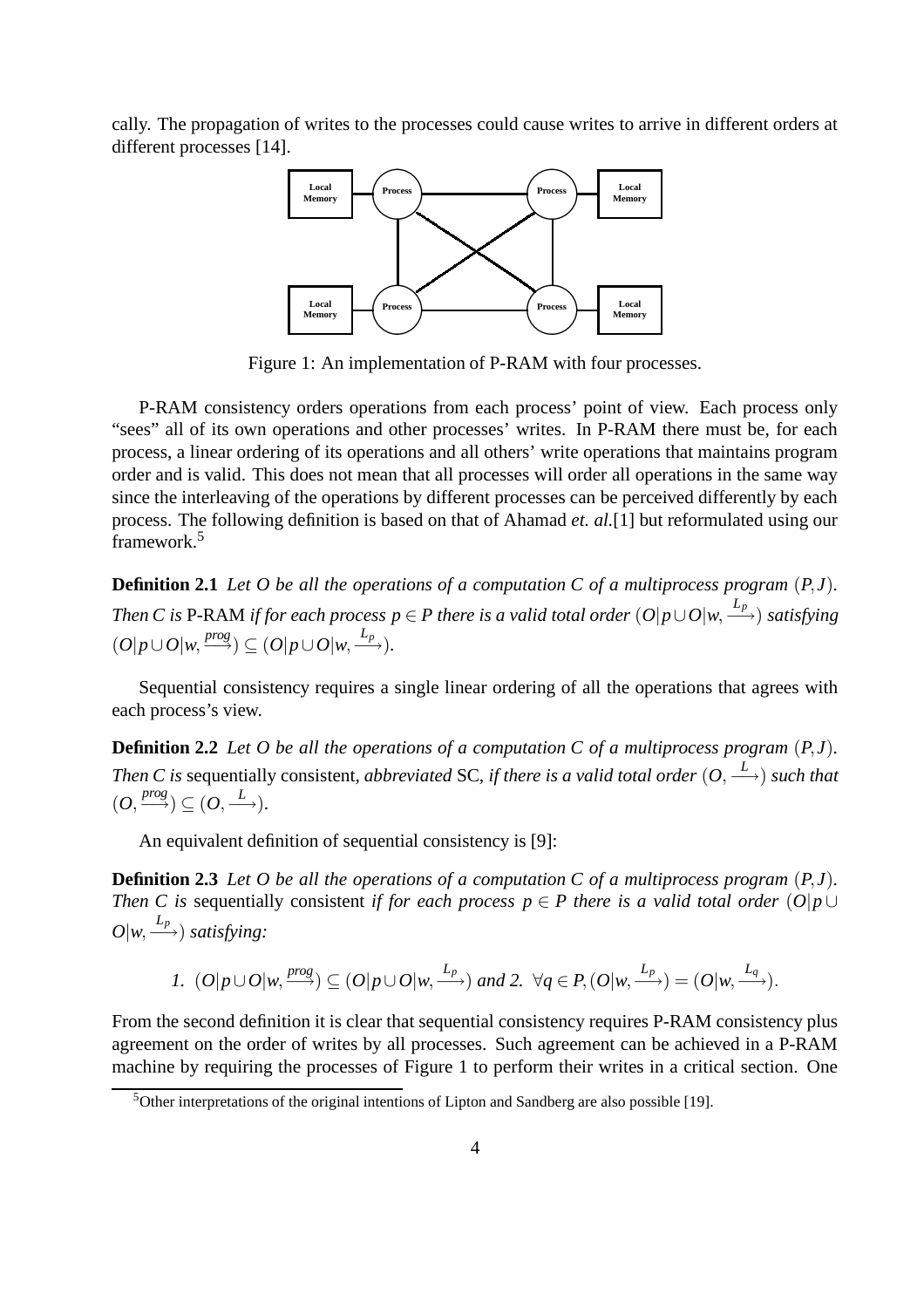cally. The propagation of writes to the processes could cause writes to arrive in different orders at different processes [14].

Figure 1: An implementation of P-RAM with four processes.

P-RAM consistency orders operations from each process' point of view. Each process only "sees" all of its own operations and other processes' writes. In P-RAM there must be, for each process, a linear ordering of its operations and all others' write operations that maintains program order and is valid. This does not mean that all processes will order all operations in the same way since the interleaving of the operations by different processes can be perceived differently by each process. The following definition is based on that of Ahamad *et. al.*[1] but reformulated using our framework.[5]

**Definition 2.1** *Let $O$ be all the operations of a computation $C$ of a multiprocess program $(P,J)$. Then $C$ is* P-RAM *if for each process $p \in P$ there is a valid total order $(O|p \cup O|w, \xrightarrow{L_p})$ satisfying $(O|p \cup O|w, \xrightarrow{prog}) \subseteq (O|p \cup O|w, \xrightarrow{L_p})$.*

Sequential consistency requires a single linear ordering of all the operations that agrees with each process's view.

**Definition 2.2** *Let $O$ be all the operations of a computation $C$ of a multiprocess program $(P,J)$. Then $C$ is* sequentially consistent*, abbreviated* SC*, if there is a valid total order $(O, \xrightarrow{L})$ such that $(O, \xrightarrow{prog}) \subseteq (O, \xrightarrow{L})$.*

An equivalent definition of sequential consistency is [9]:

**Definition 2.3** *Let $O$ be all the operations of a computation $C$ of a multiprocess program $(P,J)$. Then $C$ is* sequentially consistent *if for each process $p \in P$ there is a valid total order $(O|p \cup O|w, \xrightarrow{L_p})$ satisfying:*

$$1.\ (O|p \cup O|w, \xrightarrow{prog}) \subseteq (O|p \cup O|w, \xrightarrow{L_p}) \text{ and } 2.\ \forall q \in P, (O|w, \xrightarrow{L_p}) = (O|w, \xrightarrow{L_q}).$$

From the second definition it is clear that sequential consistency requires P-RAM consistency plus agreement on the order of writes by all processes. Such agreement can be achieved in a P-RAM machine by requiring the processes of Figure 1 to perform their writes in a critical section. One

[5] Other interpretations of the original intentions of Lipton and Sandberg are also possible [19].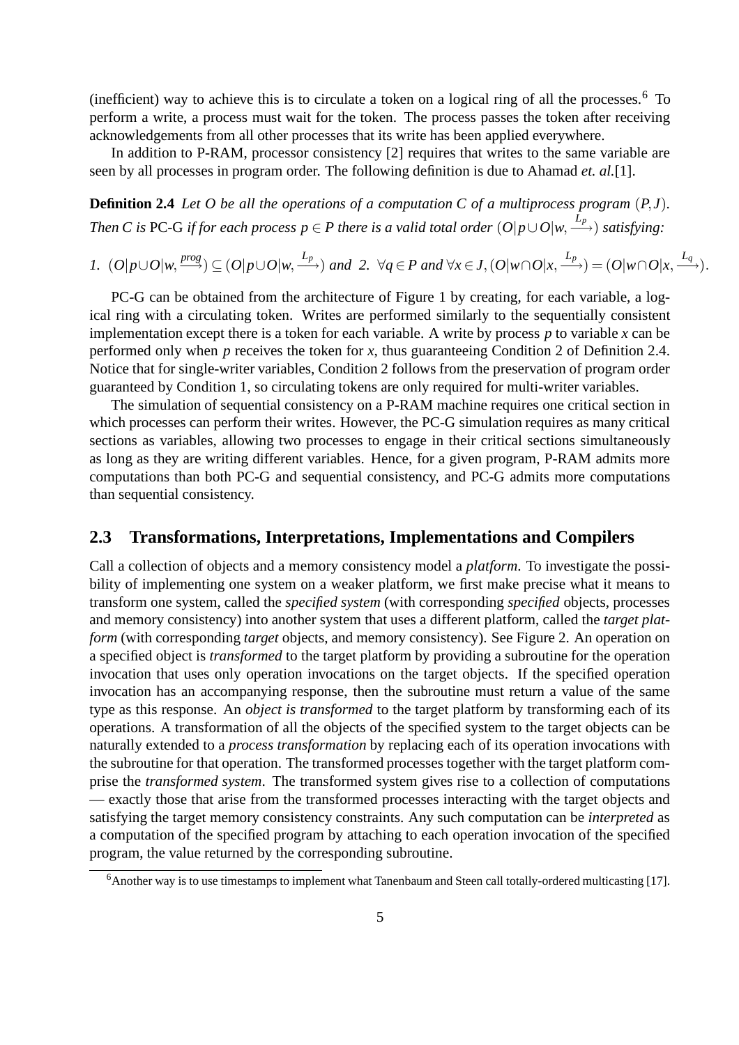(inefficient) way to achieve this is to circulate a token on a logical ring of all the processes.[6] To perform a write, a process must wait for the token. The process passes the token after receiving acknowledgements from all other processes that its write has been applied everywhere.

In addition to P-RAM, processor consistency [2] requires that writes to the same variable are seen by all processes in program order. The following definition is due to Ahamad *et. al.*[1].

**Definition 2.4** *Let $O$ be all the operations of a computation $C$ of a multiprocess program $(P,J)$. Then $C$ is* PC-G *if for each process $p \in P$ there is a valid total order $(O|p \cup O|w, \xrightarrow{L_p})$ satisfying:*

*1.* $(O|p \cup O|w, \xrightarrow{prog}) \subseteq (O|p \cup O|w, \xrightarrow{L_p})$ *and 2.* $\forall q \in P$ *and* $\forall x \in J, (O|w \cap O|x, \xrightarrow{L_p}) = (O|w \cap O|x, \xrightarrow{L_q})$.

PC-G can be obtained from the architecture of Figure 1 by creating, for each variable, a logical ring with a circulating token. Writes are performed similarly to the sequentially consistent implementation except there is a token for each variable. A write by process $p$ to variable $x$ can be performed only when $p$ receives the token for $x$, thus guaranteeing Condition 2 of Definition 2.4. Notice that for single-writer variables, Condition 2 follows from the preservation of program order guaranteed by Condition 1, so circulating tokens are only required for multi-writer variables.

The simulation of sequential consistency on a P-RAM machine requires one critical section in which processes can perform their writes. However, the PC-G simulation requires as many critical sections as variables, allowing two processes to engage in their critical sections simultaneously as long as they are writing different variables. Hence, for a given program, P-RAM admits more computations than both PC-G and sequential consistency, and PC-G admits more computations than sequential consistency.

## 2.3 Transformations, Interpretations, Implementations and Compilers

Call a collection of objects and a memory consistency model a *platform*. To investigate the possibility of implementing one system on a weaker platform, we first make precise what it means to transform one system, called the *specified system* (with corresponding *specified* objects, processes and memory consistency) into another system that uses a different platform, called the *target platform* (with corresponding *target* objects, and memory consistency). See Figure 2. An operation on a specified object is *transformed* to the target platform by providing a subroutine for the operation invocation that uses only operation invocations on the target objects. If the specified operation invocation has an accompanying response, then the subroutine must return a value of the same type as this response. An *object is transformed* to the target platform by transforming each of its operations. A transformation of all the objects of the specified system to the target objects can be naturally extended to a *process transformation* by replacing each of its operation invocations with the subroutine for that operation. The transformed processes together with the target platform comprise the *transformed system*. The transformed system gives rise to a collection of computations — exactly those that arise from the transformed processes interacting with the target objects and satisfying the target memory consistency constraints. Any such computation can be *interpreted* as a computation of the specified program by attaching to each operation invocation of the specified program, the value returned by the corresponding subroutine.

[6] Another way is to use timestamps to implement what Tanenbaum and Steen call totally-ordered multicasting [17].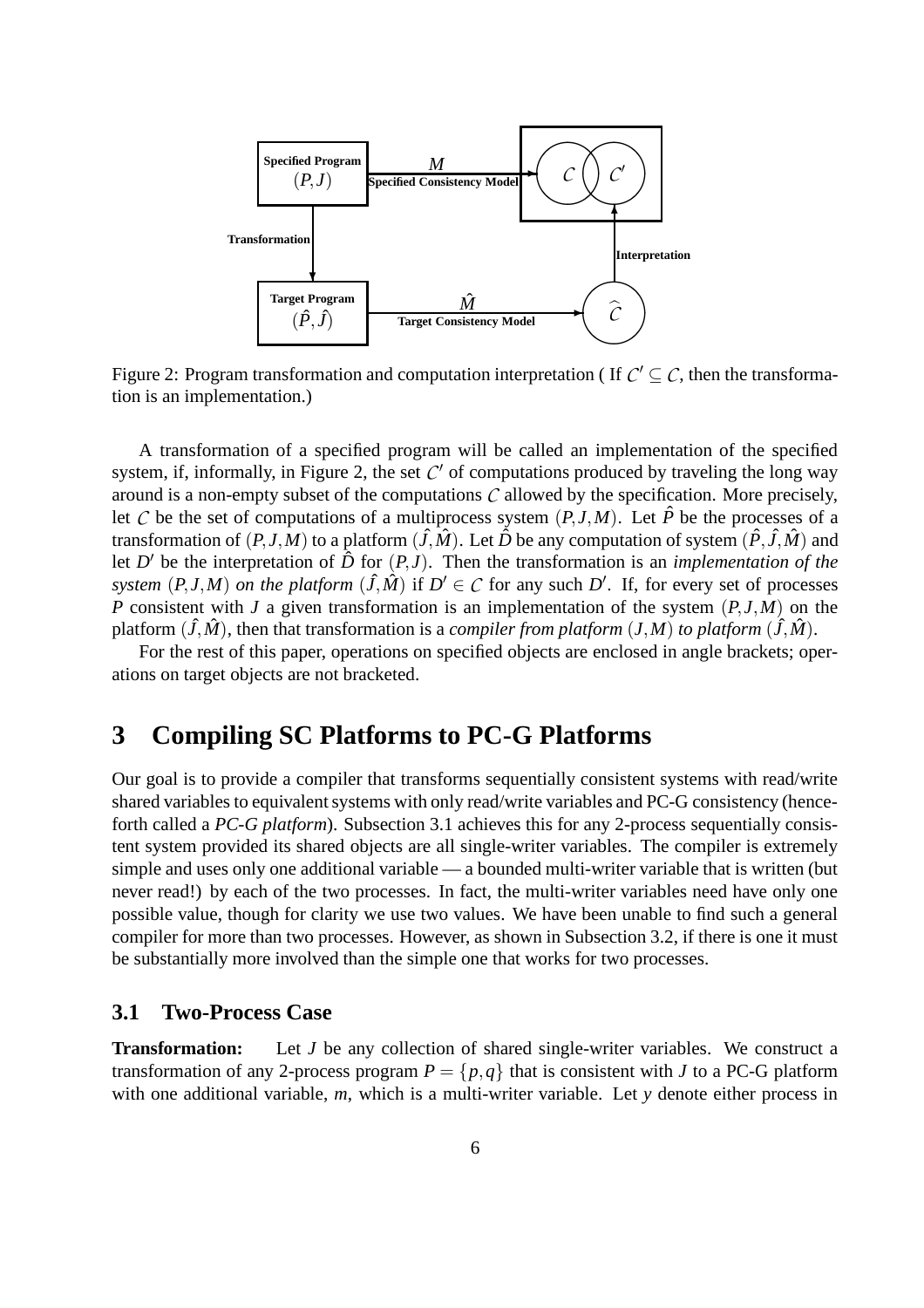Figure 2: Program transformation and computation interpretation ( If $\mathcal{C}' \subseteq \mathcal{C}$, then the transformation is an implementation.)

A transformation of a specified program will be called an implementation of the specified system, if, informally, in Figure 2, the set $\mathcal{C}'$ of computations produced by traveling the long way around is a non-empty subset of the computations $\mathcal{C}$ allowed by the specification. More precisely, let $\mathcal{C}$ be the set of computations of a multiprocess system $(P,J,M)$. Let $\hat{P}$ be the processes of a transformation of $(P,J,M)$ to a platform $(\hat{J},\hat{M})$. Let $\hat{D}$ be any computation of system $(\hat{P},\hat{J},\hat{M})$ and let $D'$ be the interpretation of $\hat{D}$ for $(P,J)$. Then the transformation is an *implementation of the system* $(P,J,M)$ *on the platform* $(\hat{J},\hat{M})$ if $D' \in \mathcal{C}$ for any such $D'$. If, for every set of processes $P$ consistent with $J$ a given transformation is an implementation of the system $(P,J,M)$ on the platform $(\hat{J},\hat{M})$, then that transformation is a *compiler from platform* $(J,M)$ *to platform* $(\hat{J},\hat{M})$.

For the rest of this paper, operations on specified objects are enclosed in angle brackets; operations on target objects are not bracketed.

# 3 Compiling SC Platforms to PC-G Platforms

Our goal is to provide a compiler that transforms sequentially consistent systems with read/write shared variables to equivalent systems with only read/write variables and PC-G consistency (henceforth called a *PC-G platform*). Subsection 3.1 achieves this for any 2-process sequentially consistent system provided its shared objects are all single-writer variables. The compiler is extremely simple and uses only one additional variable — a bounded multi-writer variable that is written (but never read!) by each of the two processes. In fact, the multi-writer variables need have only one possible value, though for clarity we use two values. We have been unable to find such a general compiler for more than two processes. However, as shown in Subsection 3.2, if there is one it must be substantially more involved than the simple one that works for two processes.

## 3.1 Two-Process Case

**Transformation:** Let $J$ be any collection of shared single-writer variables. We construct a transformation of any 2-process program $P = \{p,q\}$ that is consistent with $J$ to a PC-G platform with one additional variable, $m$, which is a multi-writer variable. Let $y$ denote either process in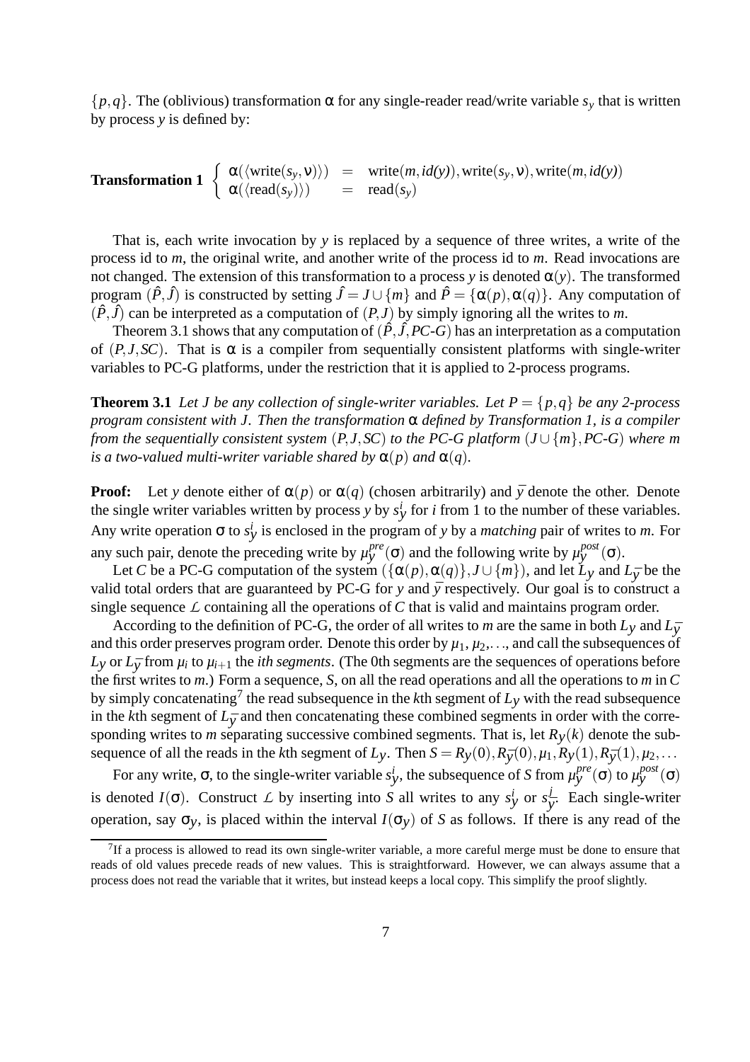$\{p,q\}$. The (oblivious) transformation $\alpha$ for any single-reader read/write variable $s_y$ that is written by process $y$ is defined by:

$$\textbf{Transformation 1} \left\{ \begin{array}{lcl} \alpha(\langle \text{write}(s_y,\nu)\rangle) & = & \text{write}(m,\mathit{id}(y)),\text{write}(s_y,\nu),\text{write}(m,\mathit{id}(y)) \\ \alpha(\langle \text{read}(s_y)\rangle) & = & \text{read}(s_y) \end{array} \right.$$

That is, each write invocation by $y$ is replaced by a sequence of three writes, a write of the process id to $m$, the original write, and another write of the process id to $m$. Read invocations are not changed. The extension of this transformation to a process $y$ is denoted $\alpha(y)$. The transformed program $(\hat{P},\hat{J})$ is constructed by setting $\hat{J} = J \cup \{m\}$ and $\hat{P} = \{\alpha(p),\alpha(q)\}$. Any computation of $(\hat{P},\hat{J})$ can be interpreted as a computation of $(P,J)$ by simply ignoring all the writes to $m$.

Theorem 3.1 shows that any computation of $(\hat{P},\hat{J},\textit{PC-G})$ has an interpretation as a computation of $(P,J,SC)$. That is $\alpha$ is a compiler from sequentially consistent platforms with single-writer variables to PC-G platforms, under the restriction that it is applied to 2-process programs.

**Theorem 3.1** *Let $J$ be any collection of single-writer variables. Let $P = \{p,q\}$ be any 2-process program consistent with $J$. Then the transformation $\alpha$ defined by Transformation 1, is a compiler from the sequentially consistent system $(P,J,SC)$ to the PC-G platform $(J \cup \{m\},\textit{PC-G})$ where $m$ is a two-valued multi-writer variable shared by $\alpha(p)$ and $\alpha(q)$.*

**Proof:** Let $y$ denote either of $\alpha(p)$ or $\alpha(q)$ (chosen arbitrarily) and $\bar{y}$ denote the other. Denote the single writer variables written by process $y$ by $s^i_y$ for $i$ from 1 to the number of these variables. Any write operation $\sigma$ to $s^i_y$ is enclosed in the program of $y$ by a *matching* pair of writes to $m$. For any such pair, denote the preceding write by $\mu^{pre}_y(\sigma)$ and the following write by $\mu^{post}_y(\sigma)$.

Let $C$ be a PC-G computation of the system $(\{\alpha(p),\alpha(q)\},J \cup \{m\})$, and let $L_y$ and $L_{\bar{y}}$ be the valid total orders that are guaranteed by PC-G for $y$ and $\bar{y}$ respectively. Our goal is to construct a single sequence $\mathcal{L}$ containing all the operations of $C$ that is valid and maintains program order.

According to the definition of PC-G, the order of all writes to $m$ are the same in both $L_y$ and $L_{\bar{y}}$ and this order preserves program order. Denote this order by $\mu_1,\mu_2,\ldots$, and call the subsequences of $L_y$ or $L_{\bar{y}}$ from $\mu_i$ to $\mu_{i+1}$ the *ith segments*. (The 0th segments are the sequences of operations before the first writes to $m$.) Form a sequence, $S$, on all the read operations and all the operations to $m$ in $C$ by simply concatenating[7] the read subsequence in the $k$th segment of $L_y$ with the read subsequence in the $k$th segment of $L_{\bar{y}}$ and then concatenating these combined segments in order with the corresponding writes to $m$ separating successive combined segments. That is, let $R_y(k)$ denote the subsequence of all the reads in the $k$th segment of $L_y$. Then $S = R_y(0),R_{\bar{y}}(0),\mu_1,R_y(1),R_{\bar{y}}(1),\mu_2,\ldots$

For any write, $\sigma$, to the single-writer variable $s^i_y$, the subsequence of $S$ from $\mu^{pre}_y(\sigma)$ to $\mu^{post}_y(\sigma)$ is denoted $I(\sigma)$. Construct $\mathcal{L}$ by inserting into $S$ all writes to any $s^i_y$ or $s^j_{\bar{y}}$. Each single-writer operation, say $\sigma_y$, is placed within the interval $I(\sigma_y)$ of $S$ as follows. If there is any read of the

[7] If a process is allowed to read its own single-writer variable, a more careful merge must be done to ensure that reads of old values precede reads of new values. This is straightforward. However, we can always assume that a process does not read the variable that it writes, but instead keeps a local copy. This simplify the proof slightly.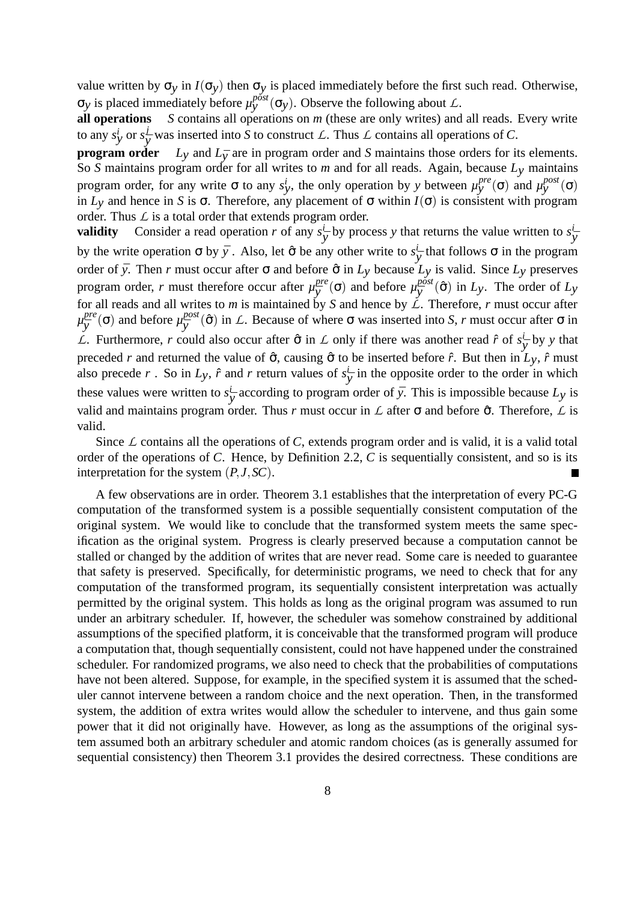value written by $\sigma_y$ in $I(\sigma_y)$ then $\sigma_y$ is placed immediately before the first such read. Otherwise, $\sigma_y$ is placed immediately before $\mu_y^{post}(\sigma_y)$. Observe the following about $\mathcal{L}$.

**all operations** $S$ contains all operations on $m$ (these are only writes) and all reads. Every write to any $s_y^i$ or $s_{\bar{y}}^i$ was inserted into $S$ to construct $\mathcal{L}$. Thus $\mathcal{L}$ contains all operations of $C$.

**program order** $L_y$ and $L_{\bar{y}}$ are in program order and $S$ maintains those orders for its elements. So $S$ maintains program order for all writes to $m$ and for all reads. Again, because $L_y$ maintains program order, for any write $\sigma$ to any $s_y^i$, the only operation by $y$ between $\mu_y^{pre}(\sigma)$ and $\mu_y^{post}(\sigma)$ in $L_y$ and hence in $S$ is $\sigma$. Therefore, any placement of $\sigma$ within $I(\sigma)$ is consistent with program order. Thus $\mathcal{L}$ is a total order that extends program order.

**validity** Consider a read operation $r$ of any $s_{\bar{y}}^i$ by process $y$ that returns the value written to $s_{\bar{y}}^i$ by the write operation $\sigma$ by $\bar{y}$. Also, let $\hat{\sigma}$ be any other write to $s_{\bar{y}}^i$ that follows $\sigma$ in the program order of $\bar{y}$. Then $r$ must occur after $\sigma$ and before $\hat{\sigma}$ in $L_{\bar{y}}$ because $L_{\bar{y}}$ is valid. Since $L_{\bar{y}}$ preserves program order, $r$ must therefore occur after $\mu_{\bar{y}}^{pre}(\sigma)$ and before $\mu_{\bar{y}}^{post}(\hat{\sigma})$ in $L_{\bar{y}}$. The order of $L_{\bar{y}}$ for all reads and all writes to $m$ is maintained by $S$ and hence by $\mathcal{L}$. Therefore, $r$ must occur after $\mu_{\bar{y}}^{pre}(\sigma)$ and before $\mu_{\bar{y}}^{post}(\hat{\sigma})$ in $\mathcal{L}$. Because of where $\sigma$ was inserted into $S$, $r$ must occur after $\sigma$ in $\mathcal{L}$. Furthermore, $r$ could also occur after $\hat{\sigma}$ in $\mathcal{L}$ only if there was another read $\hat{r}$ of $s_{\bar{y}}^i$ by $y$ that preceded $r$ and returned the value of $\hat{\sigma}$, causing $\hat{\sigma}$ to be inserted before $\hat{r}$. But then in $L_y$, $\hat{r}$ must also precede $r$ . So in $L_y$, $\hat{r}$ and $r$ return values of $s_{\bar{y}}^i$ in the opposite order to the order in which these values were written to $s_{\bar{y}}^i$ according to program order of $\bar{y}$. This is impossible because $L_y$ is valid and maintains program order. Thus $r$ must occur in $\mathcal{L}$ after $\sigma$ and before $\hat{\sigma}$. Therefore, $\mathcal{L}$ is valid.

Since $\mathcal{L}$ contains all the operations of $C$, extends program order and is valid, it is a valid total order of the operations of $C$. Hence, by Definition 2.2, $C$ is sequentially consistent, and so is its interpretation for the system $(P, J, SC)$. ∎

A few observations are in order. Theorem 3.1 establishes that the interpretation of every PC-G computation of the transformed system is a possible sequentially consistent computation of the original system. We would like to conclude that the transformed system meets the same specification as the original system. Progress is clearly preserved because a computation cannot be stalled or changed by the addition of writes that are never read. Some care is needed to guarantee that safety is preserved. Specifically, for deterministic programs, we need to check that for any computation of the transformed program, its sequentially consistent interpretation was actually permitted by the original system. This holds as long as the original program was assumed to run under an arbitrary scheduler. If, however, the scheduler was somehow constrained by additional assumptions of the specified platform, it is conceivable that the transformed program will produce a computation that, though sequentially consistent, could not have happened under the constrained scheduler. For randomized programs, we also need to check that the probabilities of computations have not been altered. Suppose, for example, in the specified system it is assumed that the scheduler cannot intervene between a random choice and the next operation. Then, in the transformed system, the addition of extra writes would allow the scheduler to intervene, and thus gain some power that it did not originally have. However, as long as the assumptions of the original system assumed both an arbitrary scheduler and atomic random choices (as is generally assumed for sequential consistency) then Theorem 3.1 provides the desired correctness. These conditions are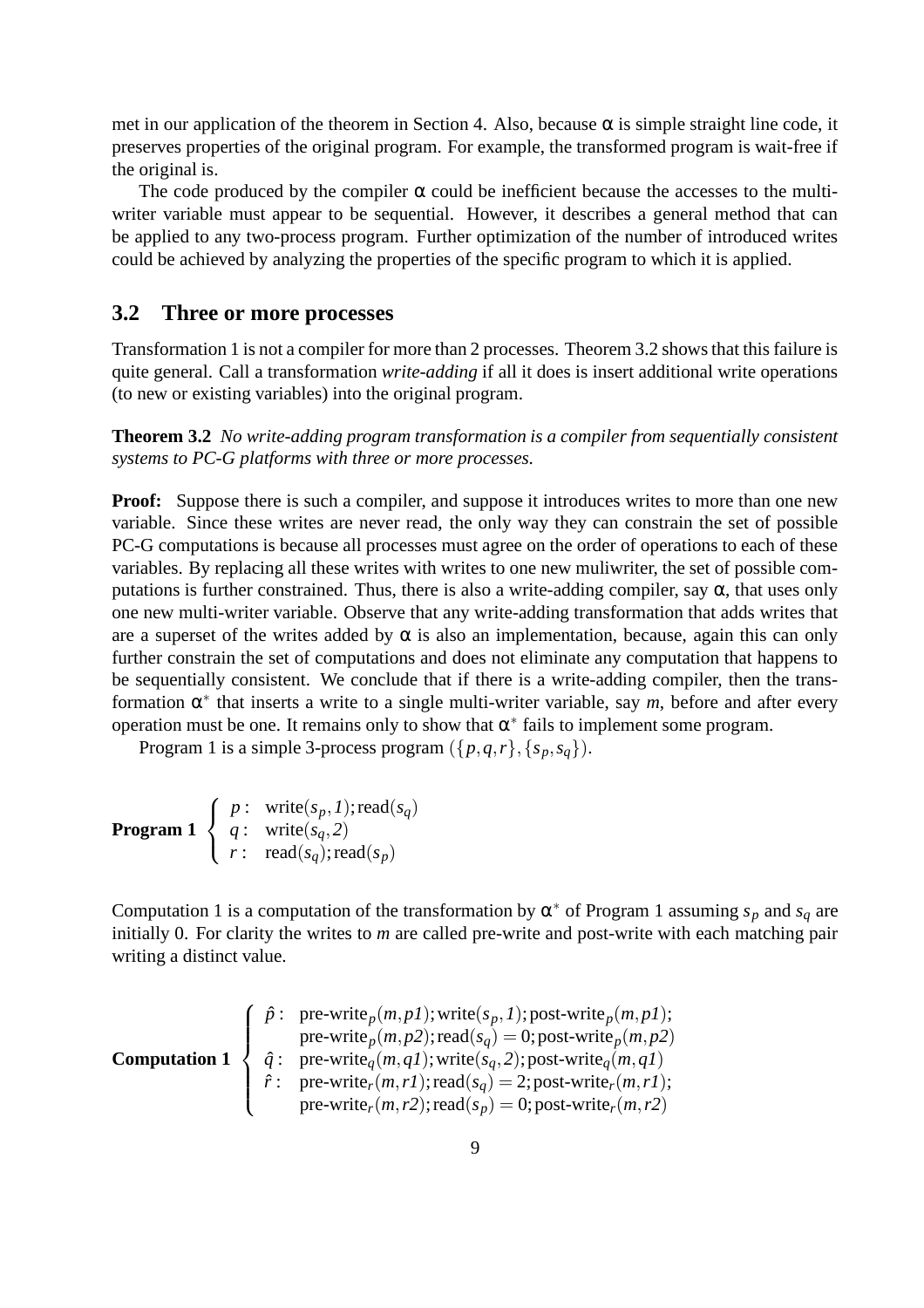met in our application of the theorem in Section 4. Also, because $\alpha$ is simple straight line code, it preserves properties of the original program. For example, the transformed program is wait-free if the original is.

The code produced by the compiler $\alpha$ could be inefficient because the accesses to the multi-writer variable must appear to be sequential. However, it describes a general method that can be applied to any two-process program. Further optimization of the number of introduced writes could be achieved by analyzing the properties of the specific program to which it is applied.

## 3.2 Three or more processes

Transformation 1 is not a compiler for more than 2 processes. Theorem 3.2 shows that this failure is quite general. Call a transformation *write-adding* if all it does is insert additional write operations (to new or existing variables) into the original program.

**Theorem 3.2** *No write-adding program transformation is a compiler from sequentially consistent systems to PC-G platforms with three or more processes.*

**Proof:** Suppose there is such a compiler, and suppose it introduces writes to more than one new variable. Since these writes are never read, the only way they can constrain the set of possible PC-G computations is because all processes must agree on the order of operations to each of these variables. By replacing all these writes with writes to one new muliwriter, the set of possible computations is further constrained. Thus, there is also a write-adding compiler, say $\alpha$, that uses only one new multi-writer variable. Observe that any write-adding transformation that adds writes that are a superset of the writes added by $\alpha$ is also an implementation, because, again this can only further constrain the set of computations and does not eliminate any computation that happens to be sequentially consistent. We conclude that if there is a write-adding compiler, then the transformation $\alpha^*$ that inserts a write to a single multi-writer variable, say $m$, before and after every operation must be one. It remains only to show that $\alpha^*$ fails to implement some program.

Program 1 is a simple 3-process program $(\{p,q,r\},\{s_p,s_q\})$.

$$\textbf{Program 1} \quad \left\{ \begin{array}{ll} p: & \text{write}(s_p, 1); \text{read}(s_q) \\ q: & \text{write}(s_q, 2) \\ r: & \text{read}(s_q); \text{read}(s_p) \end{array} \right.$$

Computation 1 is a computation of the transformation by $\alpha^*$ of Program 1 assuming $s_p$ and $s_q$ are initially 0. For clarity the writes to $m$ are called pre-write and post-write with each matching pair writing a distinct value.

$$\textbf{Computation 1} \quad \left\{ \begin{array}{ll} \hat{p}: & \text{pre-write}_p(m, p1); \text{write}(s_p, 1); \text{post-write}_p(m, p1); \\ & \text{pre-write}_p(m, p2); \text{read}(s_q) = 0; \text{post-write}_p(m, p2) \\ \hat{q}: & \text{pre-write}_q(m, q1); \text{write}(s_q, 2); \text{post-write}_q(m, q1) \\ \hat{r}: & \text{pre-write}_r(m, r1); \text{read}(s_q) = 2; \text{post-write}_r(m, r1); \\ & \text{pre-write}_r(m, r2); \text{read}(s_p) = 0; \text{post-write}_r(m, r2) \end{array} \right.$$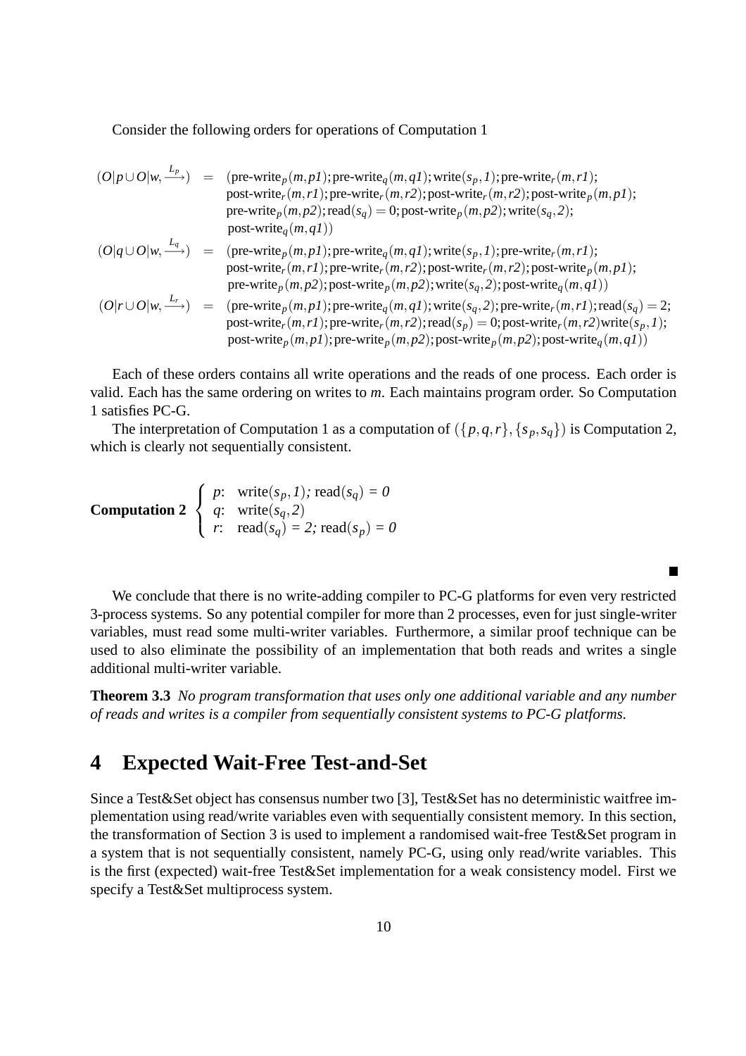Consider the following orders for operations of Computation 1

$$
\begin{aligned}
(O|p \cup O|w, \xrightarrow{L_p}) \; = \; & (\text{pre-write}_p(m,p1); \text{pre-write}_q(m,q1); \text{write}(s_p,1); \text{pre-write}_r(m,r1); \\
& \text{post-write}_r(m,r1); \text{pre-write}_r(m,r2); \text{post-write}_r(m,r2); \text{post-write}_p(m,p1); \\
& \text{pre-write}_p(m,p2); \text{read}(s_q) = 0; \text{post-write}_p(m,p2); \text{write}(s_q,2); \\
& \text{post-write}_q(m,q1)) \\
(O|q \cup O|w, \xrightarrow{L_q}) \; = \; & (\text{pre-write}_p(m,p1); \text{pre-write}_q(m,q1); \text{write}(s_p,1); \text{pre-write}_r(m,r1); \\
& \text{post-write}_r(m,r1); \text{pre-write}_r(m,r2); \text{post-write}_r(m,r2); \text{post-write}_p(m,p1); \\
& \text{pre-write}_p(m,p2); \text{post-write}_p(m,p2); \text{write}(s_q,2); \text{post-write}_q(m,q1)) \\
(O|r \cup O|w, \xrightarrow{L_r}) \; = \; & (\text{pre-write}_p(m,p1); \text{pre-write}_q(m,q1); \text{write}(s_q,2); \text{pre-write}_r(m,r1); \text{read}(s_q) = 2; \\
& \text{post-write}_r(m,r1); \text{pre-write}_r(m,r2); \text{read}(s_p) = 0; \text{post-write}_r(m,r2) \text{write}(s_p,1); \\
& \text{post-write}_p(m,p1); \text{pre-write}_p(m,p2); \text{post-write}_p(m,p2); \text{post-write}_q(m,q1))
\end{aligned}
$$

Each of these orders contains all write operations and the reads of one process. Each order is valid. Each has the same ordering on writes to *m*. Each maintains program order. So Computation 1 satisfies PC-G.

The interpretation of Computation 1 as a computation of $(\{p,q,r\},\{s_p,s_q\})$ is Computation 2, which is clearly not sequentially consistent.

$$
\textbf{Computation 2} \;
\begin{cases}
p\text{:} & \text{write}(s_p,1);\ \text{read}(s_q) = 0 \\
q\text{:} & \text{write}(s_q,2) \\
r\text{:} & \text{read}(s_q) = 2;\ \text{read}(s_p) = 0
\end{cases}
$$

■

We conclude that there is no write-adding compiler to PC-G platforms for even very restricted 3-process systems. So any potential compiler for more than 2 processes, even for just single-writer variables, must read some multi-writer variables. Furthermore, a similar proof technique can be used to also eliminate the possibility of an implementation that both reads and writes a single additional multi-writer variable.

**Theorem 3.3** *No program transformation that uses only one additional variable and any number of reads and writes is a compiler from sequentially consistent systems to PC-G platforms.*

## 4 Expected Wait-Free Test-and-Set

Since a Test&Set object has consensus number two [3], Test&Set has no deterministic waitfree implementation using read/write variables even with sequentially consistent memory. In this section, the transformation of Section 3 is used to implement a randomised wait-free Test&Set program in a system that is not sequentially consistent, namely PC-G, using only read/write variables. This is the first (expected) wait-free Test&Set implementation for a weak consistency model. First we specify a Test&Set multiprocess system.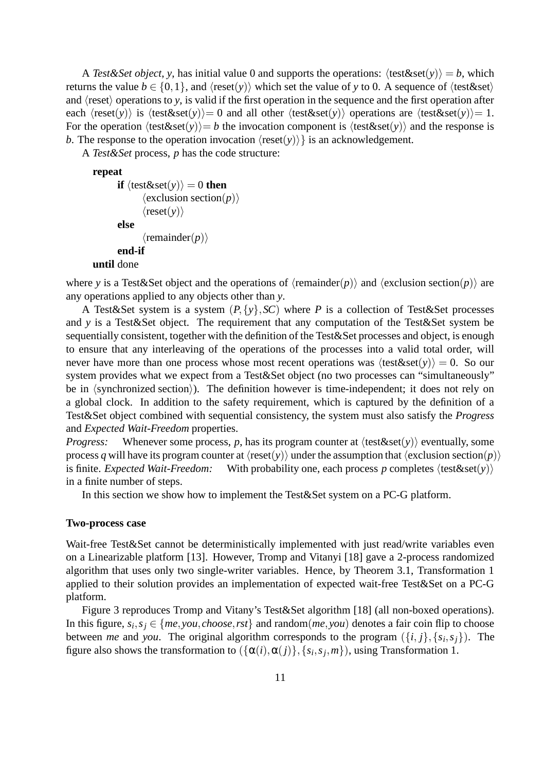A *Test&Set object*, $y$, has initial value 0 and supports the operations: $\langle \text{test\&set}(y) \rangle = b$, which returns the value $b \in \{0,1\}$, and $\langle \text{reset}(y) \rangle$ which set the value of $y$ to 0. A sequence of $\langle$test&set$\rangle$ and $\langle$reset$\rangle$ operations to $y$, is valid if the first operation in the sequence and the first operation after each $\langle \text{reset}(y) \rangle$ is $\langle \text{test\&set}(y) \rangle = 0$ and all other $\langle \text{test\&set}(y) \rangle$ operations are $\langle \text{test\&set}(y) \rangle = 1$. For the operation $\langle \text{test\&set}(y) \rangle = b$ the invocation component is $\langle \text{test\&set}(y) \rangle$ and the response is $b$. The response to the operation invocation $\langle \text{reset}(y) \rangle\}$ is an acknowledgement.

A *Test&Set* process, $p$ has the code structure:

```
repeat
    if ⟨test&set(y)⟩ = 0 then
        ⟨exclusion section(p)⟩
        ⟨reset(y)⟩
    else
        ⟨remainder(p)⟩
    end-if
until done
```

where $y$ is a Test&Set object and the operations of $\langle \text{remainder}(p) \rangle$ and $\langle \text{exclusion section}(p) \rangle$ are any operations applied to any objects other than $y$.

A Test&Set system is a system $(P, \{y\}, SC)$ where $P$ is a collection of Test&Set processes and $y$ is a Test&Set object. The requirement that any computation of the Test&Set system be sequentially consistent, together with the definition of the Test&Set processes and object, is enough to ensure that any interleaving of the operations of the processes into a valid total order, will never have more than one process whose most recent operations was $\langle \text{test\&set}(y) \rangle = 0$. So our system provides what we expect from a Test&Set object (no two processes can "simultaneously" be in $\langle$synchronized section$\rangle$). The definition however is time-independent; it does not rely on a global clock. In addition to the safety requirement, which is captured by the definition of a Test&Set object combined with sequential consistency, the system must also satisfy the *Progress* and *Expected Wait-Freedom* properties.

*Progress:* Whenever some process, $p$, has its program counter at $\langle \text{test\&set}(y) \rangle$ eventually, some process $q$ will have its program counter at $\langle \text{reset}(y) \rangle$ under the assumption that $\langle \text{exclusion section}(p) \rangle$ is finite. *Expected Wait-Freedom:* With probability one, each process $p$ completes $\langle \text{test\&set}(y) \rangle$ in a finite number of steps.

In this section we show how to implement the Test&Set system on a PC-G platform.

**Two-process case**

Wait-free Test&Set cannot be deterministically implemented with just read/write variables even on a Linearizable platform [13]. However, Tromp and Vitanyi [18] gave a 2-process randomized algorithm that uses only two single-writer variables. Hence, by Theorem 3.1, Transformation 1 applied to their solution provides an implementation of expected wait-free Test&Set on a PC-G platform.

Figure 3 reproduces Tromp and Vitany's Test&Set algorithm [18] (all non-boxed operations). In this figure, $s_i, s_j \in \{me, you, choose, rst\}$ and random$(me, you)$ denotes a fair coin flip to choose between *me* and *you*. The original algorithm corresponds to the program $(\{i, j\}, \{s_i, s_j\})$. The figure also shows the transformation to $(\{\alpha(i), \alpha(j)\}, \{s_i, s_j, m\})$, using Transformation 1.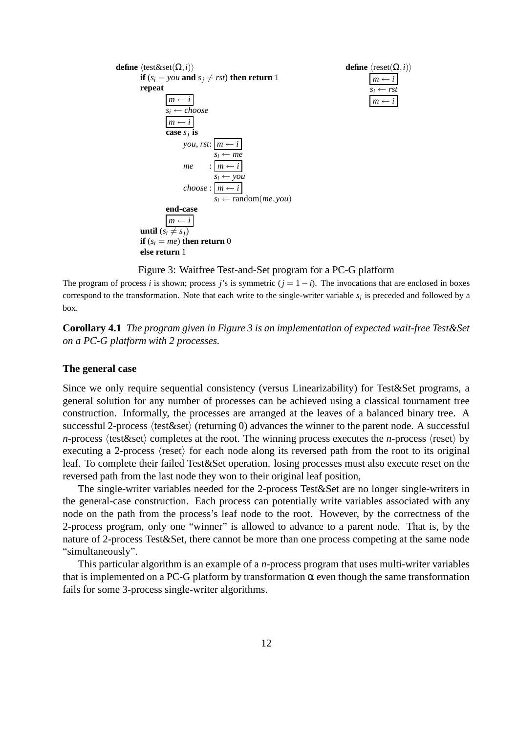```
define ⟨test&set(Ω, i)⟩
    if (s_i = you and s_j ≠ rst) then return 1
    repeat
        [m ← i]
        s_i ← choose
        [m ← i]
        case s_j is
            you, rst: [m ← i]
                      s_i ← me
            me      : [m ← i]
                      s_i ← you
            choose  : [m ← i]
                      s_i ← random(me, you)
        end-case
        [m ← i]
    until (s_i ≠ s_j)
    if (s_i = me) then return 0
    else return 1

define ⟨reset(Ω, i)⟩
    [m ← i]
    s_i ← rst
    [m ← i]
```

Figure 3: Waitfree Test-and-Set program for a PC-G platform

The program of process $i$ is shown; process $j$'s is symmetric ($j = 1 - i$). The invocations that are enclosed in boxes correspond to the transformation. Note that each write to the single-writer variable $s_i$ is preceded and followed by a box.

**Corollary 4.1** *The program given in Figure 3 is an implementation of expected wait-free Test&Set on a PC-G platform with 2 processes.*

**The general case**

Since we only require sequential consistency (versus Linearizability) for Test&Set programs, a general solution for any number of processes can be achieved using a classical tournament tree construction. Informally, the processes are arranged at the leaves of a balanced binary tree. A successful 2-process ⟨test&set⟩ (returning 0) advances the winner to the parent node. A successful $n$-process ⟨test&set⟩ completes at the root. The winning process executes the $n$-process ⟨reset⟩ by executing a 2-process ⟨reset⟩ for each node along its reversed path from the root to its original leaf. To complete their failed Test&Set operation. losing processes must also execute reset on the reversed path from the last node they won to their original leaf position,

The single-writer variables needed for the 2-process Test&Set are no longer single-writers in the general-case construction. Each process can potentially write variables associated with any node on the path from the process's leaf node to the root. However, by the correctness of the 2-process program, only one "winner" is allowed to advance to a parent node. That is, by the nature of 2-process Test&Set, there cannot be more than one process competing at the same node "simultaneously".

This particular algorithm is an example of a $n$-process program that uses multi-writer variables that is implemented on a PC-G platform by transformation α even though the same transformation fails for some 3-process single-writer algorithms.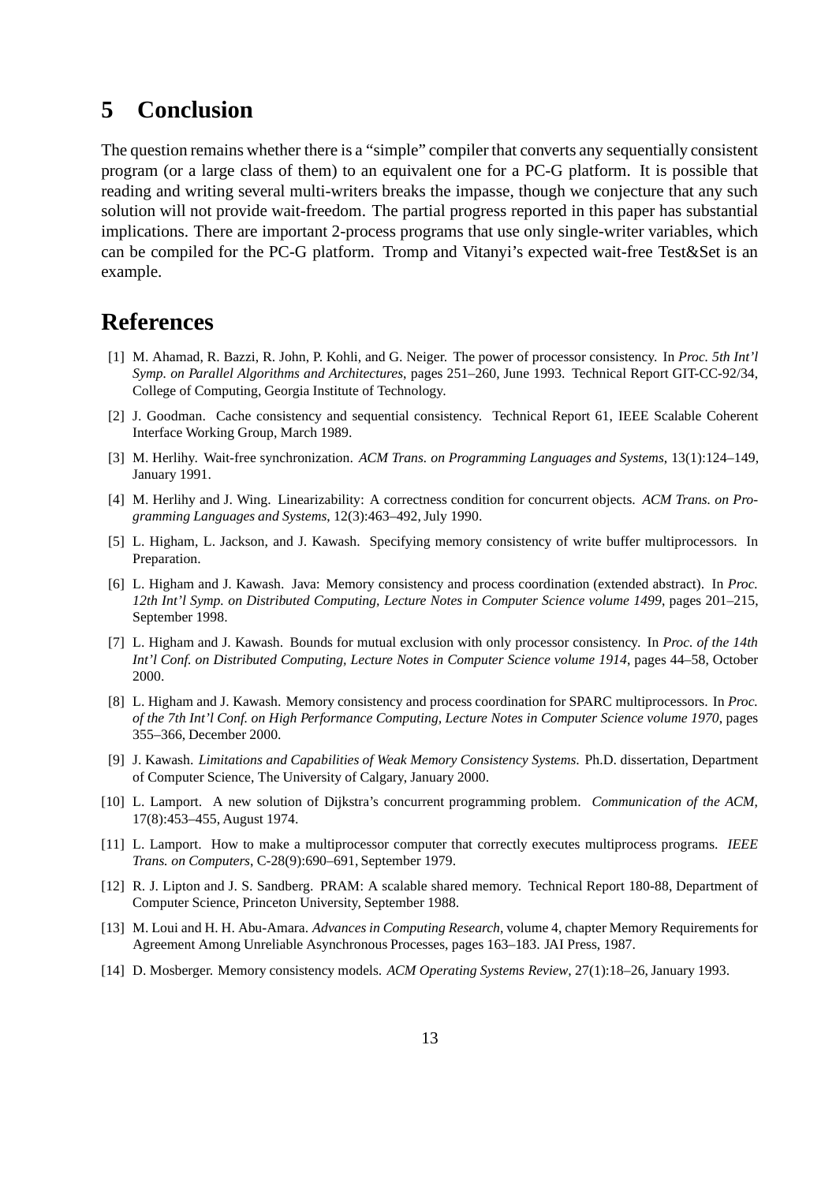## 5 Conclusion

The question remains whether there is a "simple" compiler that converts any sequentially consistent program (or a large class of them) to an equivalent one for a PC-G platform. It is possible that reading and writing several multi-writers breaks the impasse, though we conjecture that any such solution will not provide wait-freedom. The partial progress reported in this paper has substantial implications. There are important 2-process programs that use only single-writer variables, which can be compiled for the PC-G platform. Tromp and Vitanyi's expected wait-free Test&Set is an example.

## References

[1] M. Ahamad, R. Bazzi, R. John, P. Kohli, and G. Neiger. The power of processor consistency. In *Proc. 5th Int'l Symp. on Parallel Algorithms and Architectures*, pages 251–260, June 1993. Technical Report GIT-CC-92/34, College of Computing, Georgia Institute of Technology.

[2] J. Goodman. Cache consistency and sequential consistency. Technical Report 61, IEEE Scalable Coherent Interface Working Group, March 1989.

[3] M. Herlihy. Wait-free synchronization. *ACM Trans. on Programming Languages and Systems*, 13(1):124–149, January 1991.

[4] M. Herlihy and J. Wing. Linearizability: A correctness condition for concurrent objects. *ACM Trans. on Programming Languages and Systems*, 12(3):463–492, July 1990.

[5] L. Higham, L. Jackson, and J. Kawash. Specifying memory consistency of write buffer multiprocessors. In Preparation.

[6] L. Higham and J. Kawash. Java: Memory consistency and process coordination (extended abstract). In *Proc. 12th Int'l Symp. on Distributed Computing, Lecture Notes in Computer Science volume 1499*, pages 201–215, September 1998.

[7] L. Higham and J. Kawash. Bounds for mutual exclusion with only processor consistency. In *Proc. of the 14th Int'l Conf. on Distributed Computing, Lecture Notes in Computer Science volume 1914*, pages 44–58, October 2000.

[8] L. Higham and J. Kawash. Memory consistency and process coordination for SPARC multiprocessors. In *Proc. of the 7th Int'l Conf. on High Performance Computing, Lecture Notes in Computer Science volume 1970*, pages 355–366, December 2000.

[9] J. Kawash. *Limitations and Capabilities of Weak Memory Consistency Systems.* Ph.D. dissertation, Department of Computer Science, The University of Calgary, January 2000.

[10] L. Lamport. A new solution of Dijkstra's concurrent programming problem. *Communication of the ACM*, 17(8):453–455, August 1974.

[11] L. Lamport. How to make a multiprocessor computer that correctly executes multiprocess programs. *IEEE Trans. on Computers*, C-28(9):690–691, September 1979.

[12] R. J. Lipton and J. S. Sandberg. PRAM: A scalable shared memory. Technical Report 180-88, Department of Computer Science, Princeton University, September 1988.

[13] M. Loui and H. H. Abu-Amara. *Advances in Computing Research*, volume 4, chapter Memory Requirements for Agreement Among Unreliable Asynchronous Processes, pages 163–183. JAI Press, 1987.

[14] D. Mosberger. Memory consistency models. *ACM Operating Systems Review*, 27(1):18–26, January 1993.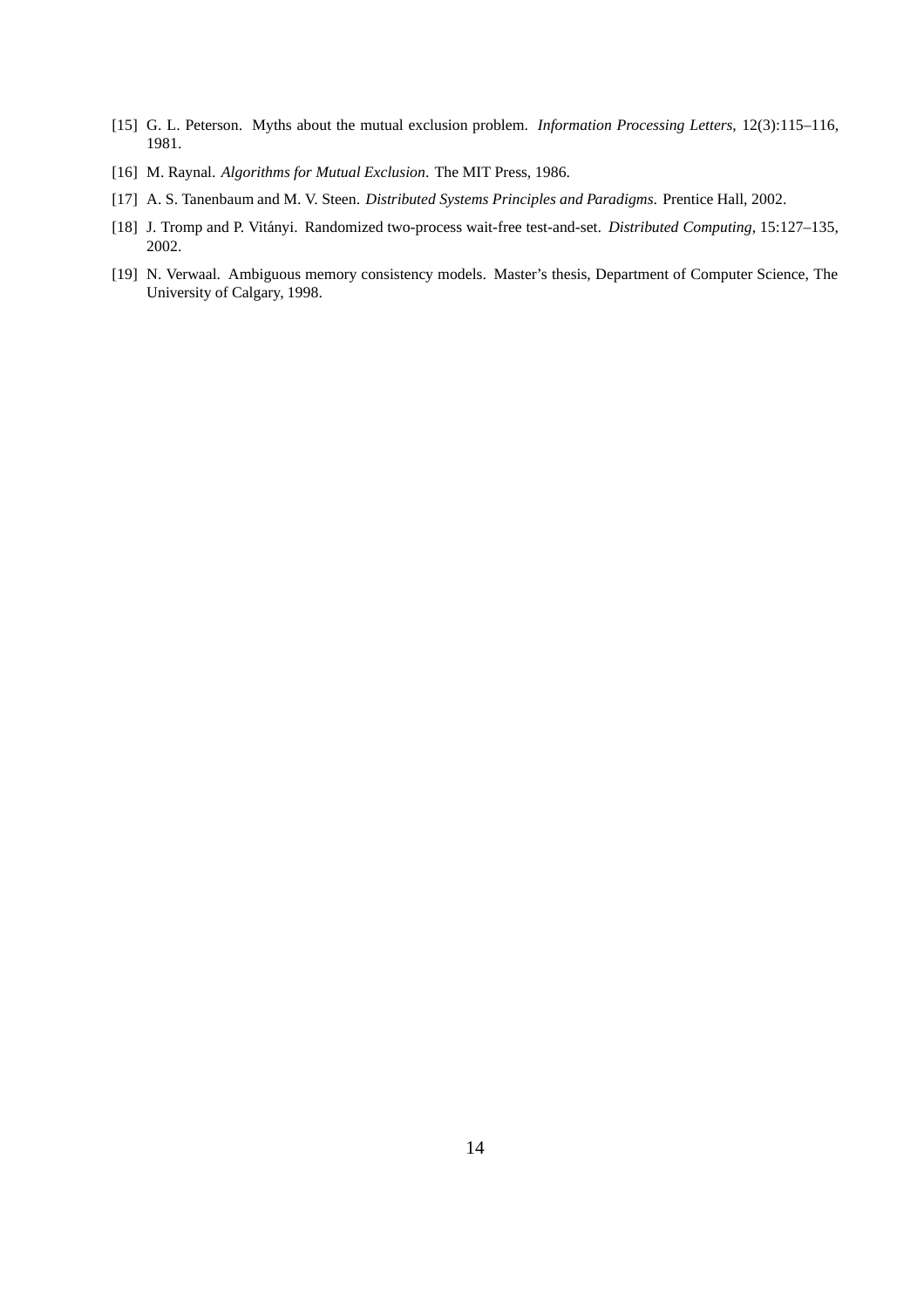[15] G. L. Peterson. Myths about the mutual exclusion problem. *Information Processing Letters*, 12(3):115–116, 1981.

[16] M. Raynal. *Algorithms for Mutual Exclusion*. The MIT Press, 1986.

[17] A. S. Tanenbaum and M. V. Steen. *Distributed Systems Principles and Paradigms*. Prentice Hall, 2002.

[18] J. Tromp and P. Vitányi. Randomized two-process wait-free test-and-set. *Distributed Computing*, 15:127–135, 2002.

[19] N. Verwaal. Ambiguous memory consistency models. Master's thesis, Department of Computer Science, The University of Calgary, 1998.